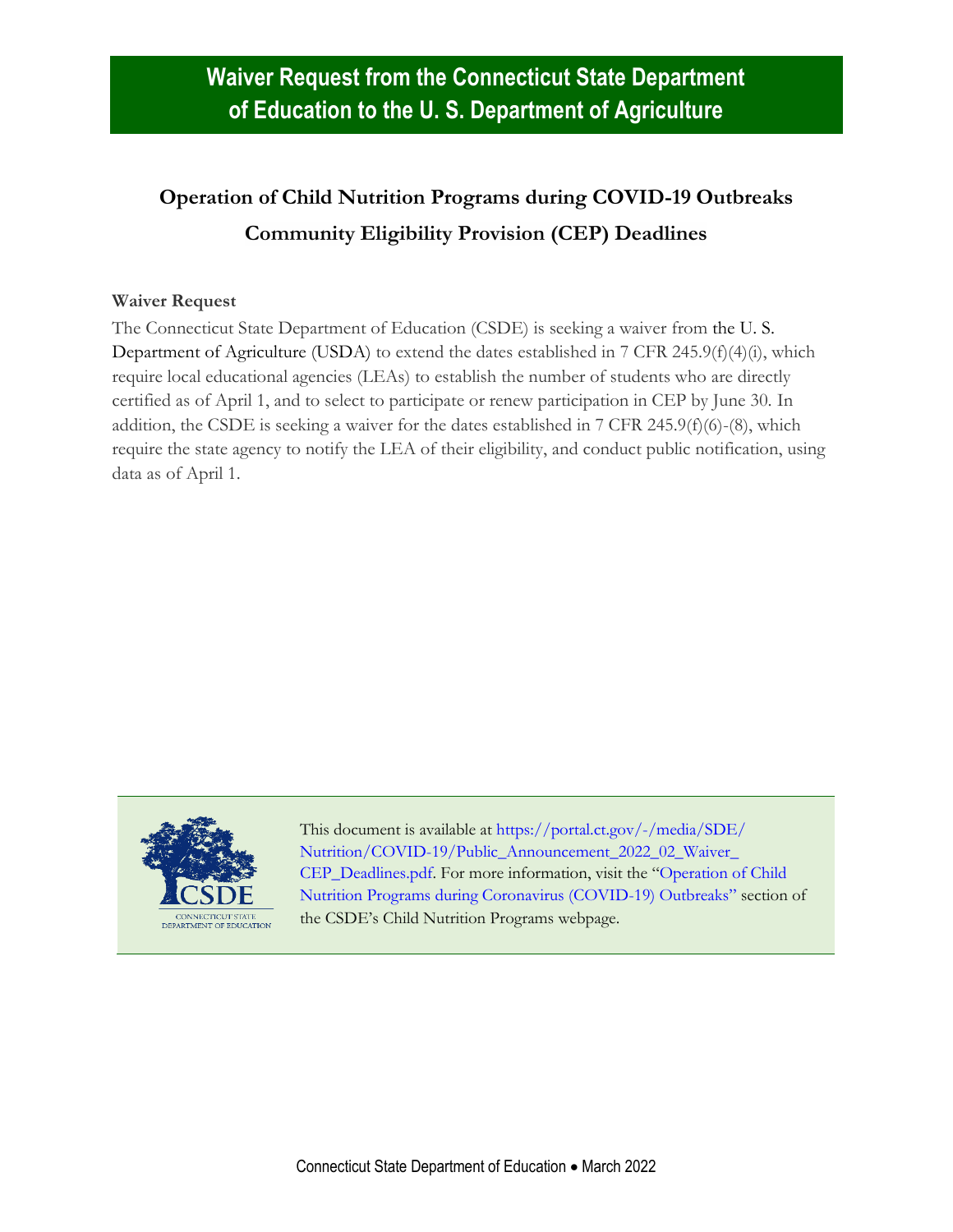# Waiver Request from the Connecticut State Department of Education to the U. S. Department of Agriculture

## Operation of Child Nutrition Programs during COVID-19 Outbreaks
## Community Eligibility Provision (CEP) Deadlines

**Waiver Request**

The Connecticut State Department of Education (CSDE) is seeking a waiver from the U. S. Department of Agriculture (USDA) to extend the dates established in 7 CFR 245.9(f)(4)(i), which require local educational agencies (LEAs) to establish the number of students who are directly certified as of April 1, and to select to participate or renew participation in CEP by June 30. In addition, the CSDE is seeking a waiver for the dates established in 7 CFR 245.9(f)(6)-(8), which require the state agency to notify the LEA of their eligibility, and conduct public notification, using data as of April 1.

This document is available at https://portal.ct.gov/-/media/SDE/Nutrition/COVID-19/Public_Announcement_2022_02_Waiver_CEP_Deadlines.pdf. For more information, visit the "Operation of Child Nutrition Programs during Coronavirus (COVID-19) Outbreaks" section of the CSDE's Child Nutrition Programs webpage.

Connecticut State Department of Education • March 2022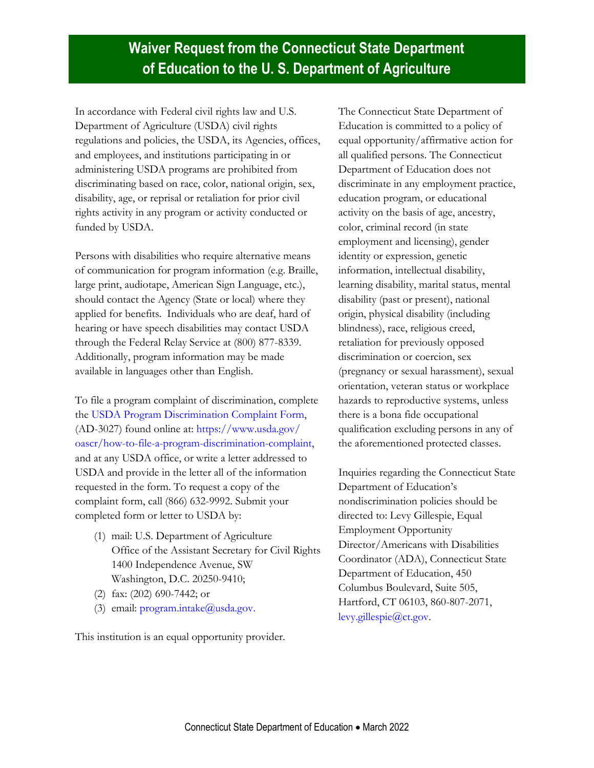# Waiver Request from the Connecticut State Department of Education to the U. S. Department of Agriculture

In accordance with Federal civil rights law and U.S. Department of Agriculture (USDA) civil rights regulations and policies, the USDA, its Agencies, offices, and employees, and institutions participating in or administering USDA programs are prohibited from discriminating based on race, color, national origin, sex, disability, age, or reprisal or retaliation for prior civil rights activity in any program or activity conducted or funded by USDA.

Persons with disabilities who require alternative means of communication for program information (e.g. Braille, large print, audiotape, American Sign Language, etc.), should contact the Agency (State or local) where they applied for benefits. Individuals who are deaf, hard of hearing or have speech disabilities may contact USDA through the Federal Relay Service at (800) 877-8339. Additionally, program information may be made available in languages other than English.

To file a program complaint of discrimination, complete the USDA Program Discrimination Complaint Form, (AD-3027) found online at: https://www.usda.gov/oascr/how-to-file-a-program-discrimination-complaint, and at any USDA office, or write a letter addressed to USDA and provide in the letter all of the information requested in the form. To request a copy of the complaint form, call (866) 632-9992. Submit your completed form or letter to USDA by:

1. mail: U.S. Department of Agriculture  
   Office of the Assistant Secretary for Civil Rights  
   1400 Independence Avenue, SW  
   Washington, D.C. 20250-9410;
2. fax: (202) 690-7442; or
3. email: program.intake@usda.gov.

This institution is an equal opportunity provider.

The Connecticut State Department of Education is committed to a policy of equal opportunity/affirmative action for all qualified persons. The Connecticut Department of Education does not discriminate in any employment practice, education program, or educational activity on the basis of age, ancestry, color, criminal record (in state employment and licensing), gender identity or expression, genetic information, intellectual disability, learning disability, marital status, mental disability (past or present), national origin, physical disability (including blindness), race, religious creed, retaliation for previously opposed discrimination or coercion, sex (pregnancy or sexual harassment), sexual orientation, veteran status or workplace hazards to reproductive systems, unless there is a bona fide occupational qualification excluding persons in any of the aforementioned protected classes.

Inquiries regarding the Connecticut State Department of Education's nondiscrimination policies should be directed to: Levy Gillespie, Equal Employment Opportunity Director/Americans with Disabilities Coordinator (ADA), Connecticut State Department of Education, 450 Columbus Boulevard, Suite 505, Hartford, CT 06103, 860-807-2071, levy.gillespie@ct.gov.